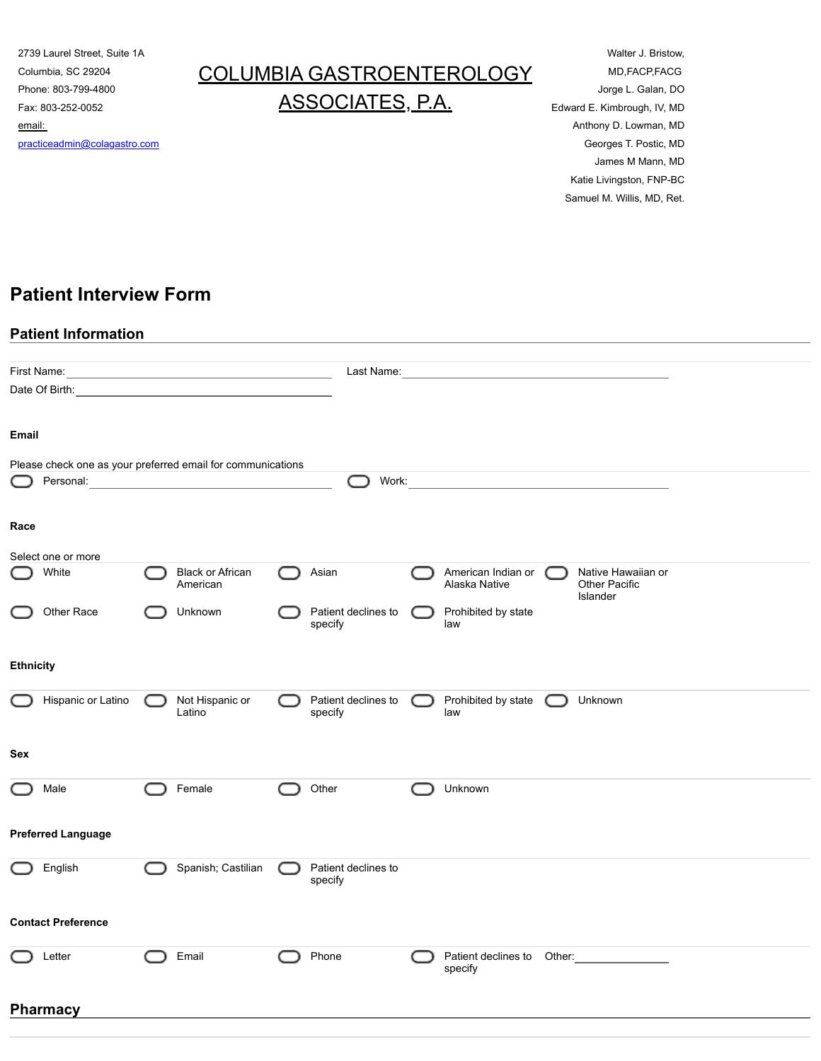2739 Laurel Street, Suite 1A
Columbia, SC 29204
Phone: 803-799-4800
Fax: 803-252-0052
email:
practiceadmin@colagastro.com

# COLUMBIA GASTROENTEROLOGY ASSOCIATES, P.A.

Walter J. Bristow, MD,FACP,FACG
Jorge L. Galan, DO
Edward E. Kimbrough, IV, MD
Anthony D. Lowman, MD
Georges T. Postic, MD
James M Mann, MD
Katie Livingston, FNP-BC
Samuel M. Willis, MD, Ret.

# Patient Interview Form

## Patient Information

First Name: ______________________________ Last Name: ______________________________

Date Of Birth: ______________________________

### Email

Please check one as your preferred email for communications

- ☐ Personal: ______________________________
- ☐ Work: ______________________________

### Race

Select one or more

- ☐ White
- ☐ Black or African American
- ☐ Asian
- ☐ American Indian or Alaska Native
- ☐ Native Hawaiian or Other Pacific Islander
- ☐ Other Race
- ☐ Unknown
- ☐ Patient declines to specify
- ☐ Prohibited by state law

### Ethnicity

- ☐ Hispanic or Latino
- ☐ Not Hispanic or Latino
- ☐ Patient declines to specify
- ☐ Prohibited by state law
- ☐ Unknown

### Sex

- ☐ Male
- ☐ Female
- ☐ Other
- ☐ Unknown

### Preferred Language

- ☐ English
- ☐ Spanish; Castilian
- ☐ Patient declines to specify

### Contact Preference

- ☐ Letter
- ☐ Email
- ☐ Phone
- ☐ Patient declines to specify
- Other: ______________

## Pharmacy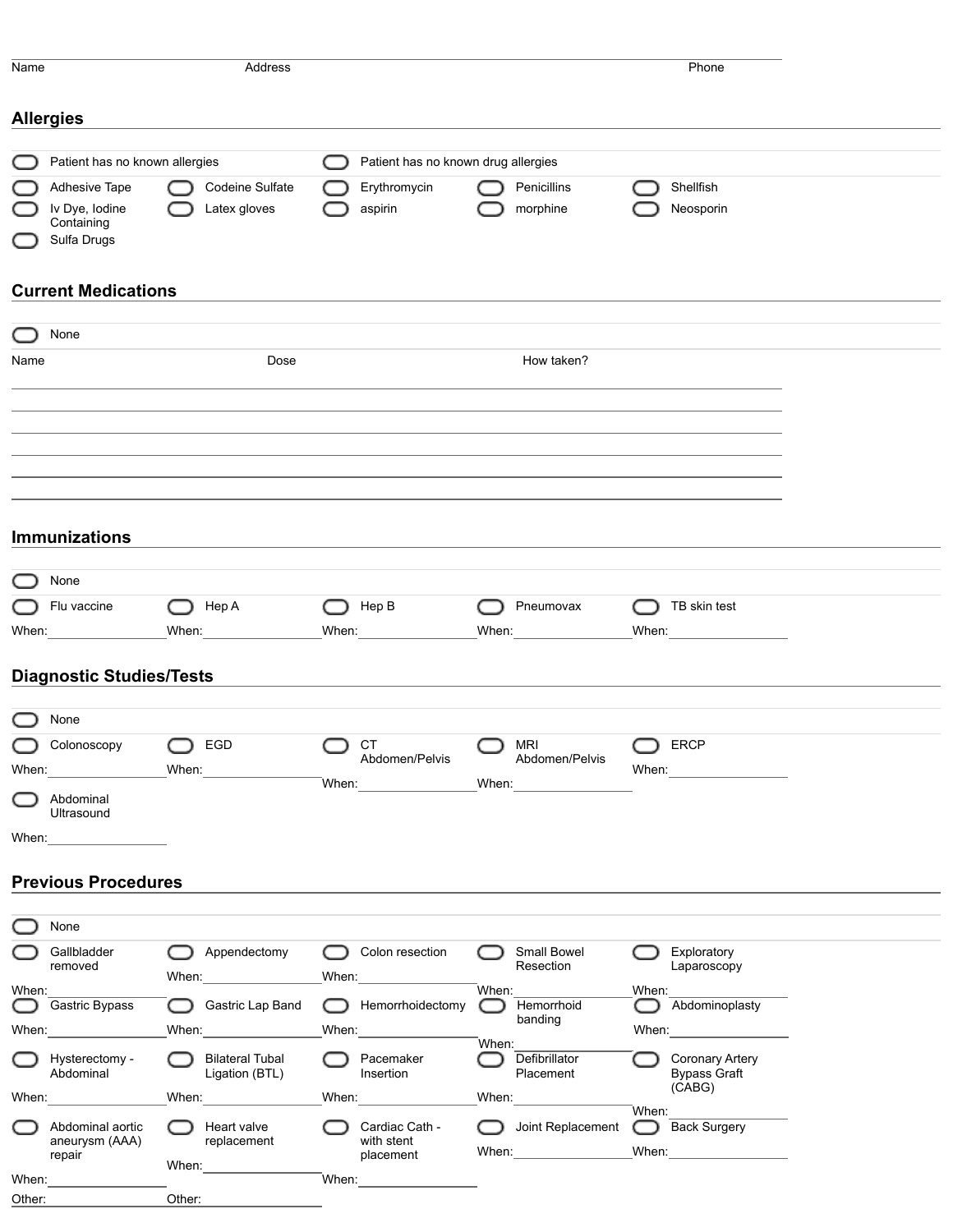Name Address Phone

## Allergies

- [ ] Patient has no known allergies
- [ ] Patient has no known drug allergies

- [ ] Adhesive Tape
- [ ] Codeine Sulfate
- [ ] Erythromycin
- [ ] Penicillins
- [ ] Shellfish
- [ ] Iv Dye, Iodine Containing
- [ ] Latex gloves
- [ ] aspirin
- [ ] morphine
- [ ] Neosporin
- [ ] Sulfa Drugs

## Current Medications

- [ ] None

| Name | Dose | How taken? |
|---|---|---|
| | | |
| | | |
| | | |
| | | |
| | | |
| | | |

## Immunizations

- [ ] None

- [ ] Flu vaccine When: ______
- [ ] Hep A When: ______
- [ ] Hep B When: ______
- [ ] Pneumovax When: ______
- [ ] TB skin test When: ______

## Diagnostic Studies/Tests

- [ ] None

- [ ] Colonoscopy When: ______
- [ ] EGD When: ______
- [ ] CT Abdomen/Pelvis When: ______
- [ ] MRI Abdomen/Pelvis When: ______
- [ ] ERCP When: ______
- [ ] Abdominal Ultrasound When: ______

## Previous Procedures

- [ ] None

- [ ] Gallbladder removed When: ______
- [ ] Appendectomy When: ______
- [ ] Colon resection When: ______
- [ ] Small Bowel Resection When: ______
- [ ] Exploratory Laparoscopy When: ______
- [ ] Gastric Bypass When: ______
- [ ] Gastric Lap Band When: ______
- [ ] Hemorrhoidectomy When: ______
- [ ] Hemorrhoid banding When: ______
- [ ] Abdominoplasty When: ______
- [ ] Hysterectomy - Abdominal When: ______
- [ ] Bilateral Tubal Ligation (BTL) When: ______
- [ ] Pacemaker Insertion When: ______
- [ ] Defibrillator Placement When: ______
- [ ] Coronary Artery Bypass Graft (CABG) When: ______
- [ ] Abdominal aortic aneurysm (AAA) repair When: ______
- [ ] Heart valve replacement When: ______
- [ ] Cardiac Cath - with stent placement When: ______
- [ ] Joint Replacement When: ______
- [ ] Back Surgery When: ______

Other: ______ Other: ______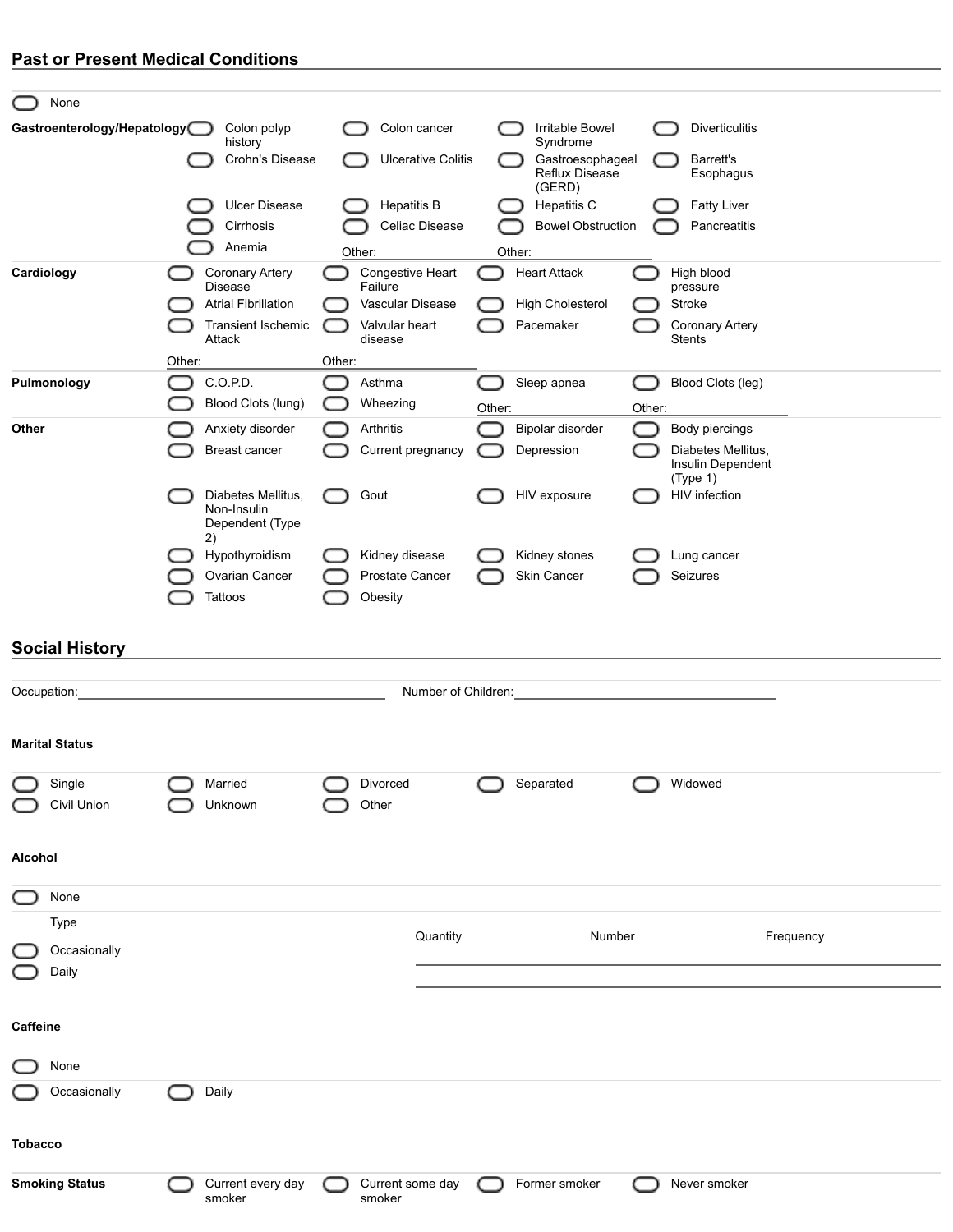## Past or Present Medical Conditions

- [ ] None

| | | | | |
|---|---|---|---|---|
| **Gastroenterology/Hepatology** | [ ] Colon polyp history | [ ] Colon cancer | [ ] Irritable Bowel Syndrome | [ ] Diverticulitis |
| | [ ] Crohn's Disease | [ ] Ulcerative Colitis | [ ] Gastroesophageal Reflux Disease (GERD) | [ ] Barrett's Esophagus |
| | [ ] Ulcer Disease | [ ] Hepatitis B | [ ] Hepatitis C | [ ] Fatty Liver |
| | [ ] Cirrhosis | [ ] Celiac Disease | [ ] Bowel Obstruction | [ ] Pancreatitis |
| | [ ] Anemia | Other: | Other: | |
| **Cardiology** | [ ] Coronary Artery Disease | [ ] Congestive Heart Failure | [ ] Heart Attack | [ ] High blood pressure |
| | [ ] Atrial Fibrillation | [ ] Vascular Disease | [ ] High Cholesterol | [ ] Stroke |
| | [ ] Transient Ischemic Attack | [ ] Valvular heart disease | [ ] Pacemaker | [ ] Coronary Artery Stents |
| | Other: | Other: | | |
| **Pulmonology** | [ ] C.O.P.D. | [ ] Asthma | [ ] Sleep apnea | [ ] Blood Clots (leg) |
| | [ ] Blood Clots (lung) | [ ] Wheezing | Other: | Other: |
| **Other** | [ ] Anxiety disorder | [ ] Arthritis | [ ] Bipolar disorder | [ ] Body piercings |
| | [ ] Breast cancer | [ ] Current pregnancy | [ ] Depression | [ ] Diabetes Mellitus, Insulin Dependent (Type 1) |
| | [ ] Diabetes Mellitus, Non-Insulin Dependent (Type 2) | [ ] Gout | [ ] HIV exposure | [ ] HIV infection |
| | [ ] Hypothyroidism | [ ] Kidney disease | [ ] Kidney stones | [ ] Lung cancer |
| | [ ] Ovarian Cancer | [ ] Prostate Cancer | [ ] Skin Cancer | [ ] Seizures |
| | [ ] Tattoos | [ ] Obesity | | |

## Social History

Occupation:______________________ Number of Children:______________________

### Marital Status

- [ ] Single
- [ ] Married
- [ ] Divorced
- [ ] Separated
- [ ] Widowed
- [ ] Civil Union
- [ ] Unknown
- [ ] Other

### Alcohol

- [ ] None

Type

- [ ] Occasionally
- [ ] Daily

| Quantity | Number | Frequency |
|---|---|---|
| | | |
| | | |

### Caffeine

- [ ] None
- [ ] Occasionally
- [ ] Daily

### Tobacco

**Smoking Status**

- [ ] Current every day smoker
- [ ] Current some day smoker
- [ ] Former smoker
- [ ] Never smoker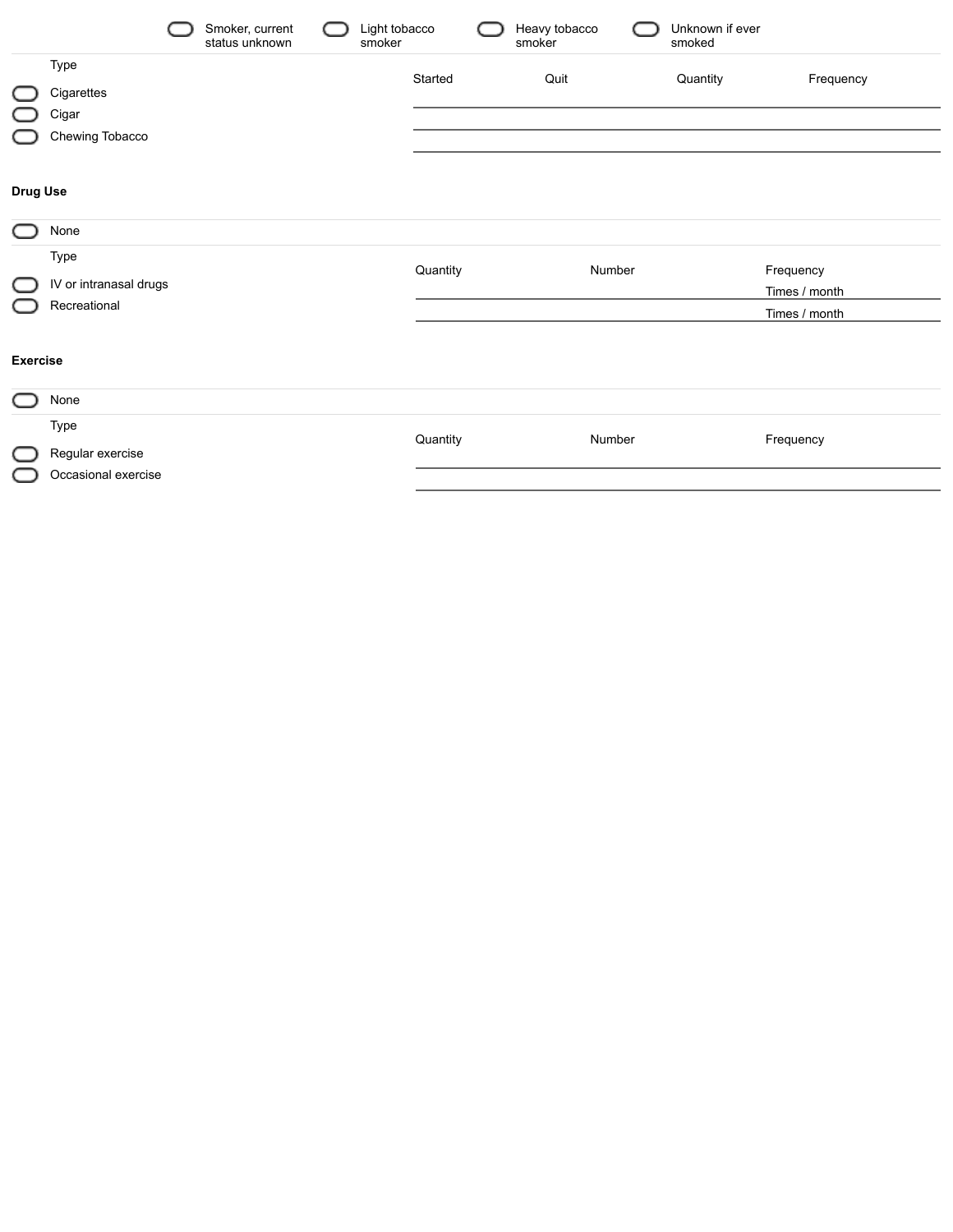- ☐ Smoker, current status unknown
- ☐ Light tobacco smoker
- ☐ Heavy tobacco smoker
- ☐ Unknown if ever smoked

| Type | Started | Quit | Quantity | Frequency |
|---|---|---|---|---|
| ☐ Cigarettes | | | | |
| ☐ Cigar | | | | |
| ☐ Chewing Tobacco | | | | |

**Drug Use**

☐ None

| Type | Quantity | Number | Frequency |
|---|---|---|---|
| ☐ IV or intranasal drugs | | | Times / month |
| ☐ Recreational | | | Times / month |

**Exercise**

☐ None

| Type | Quantity | Number | Frequency |
|---|---|---|---|
| ☐ Regular exercise | | | |
| ☐ Occasional exercise | | | |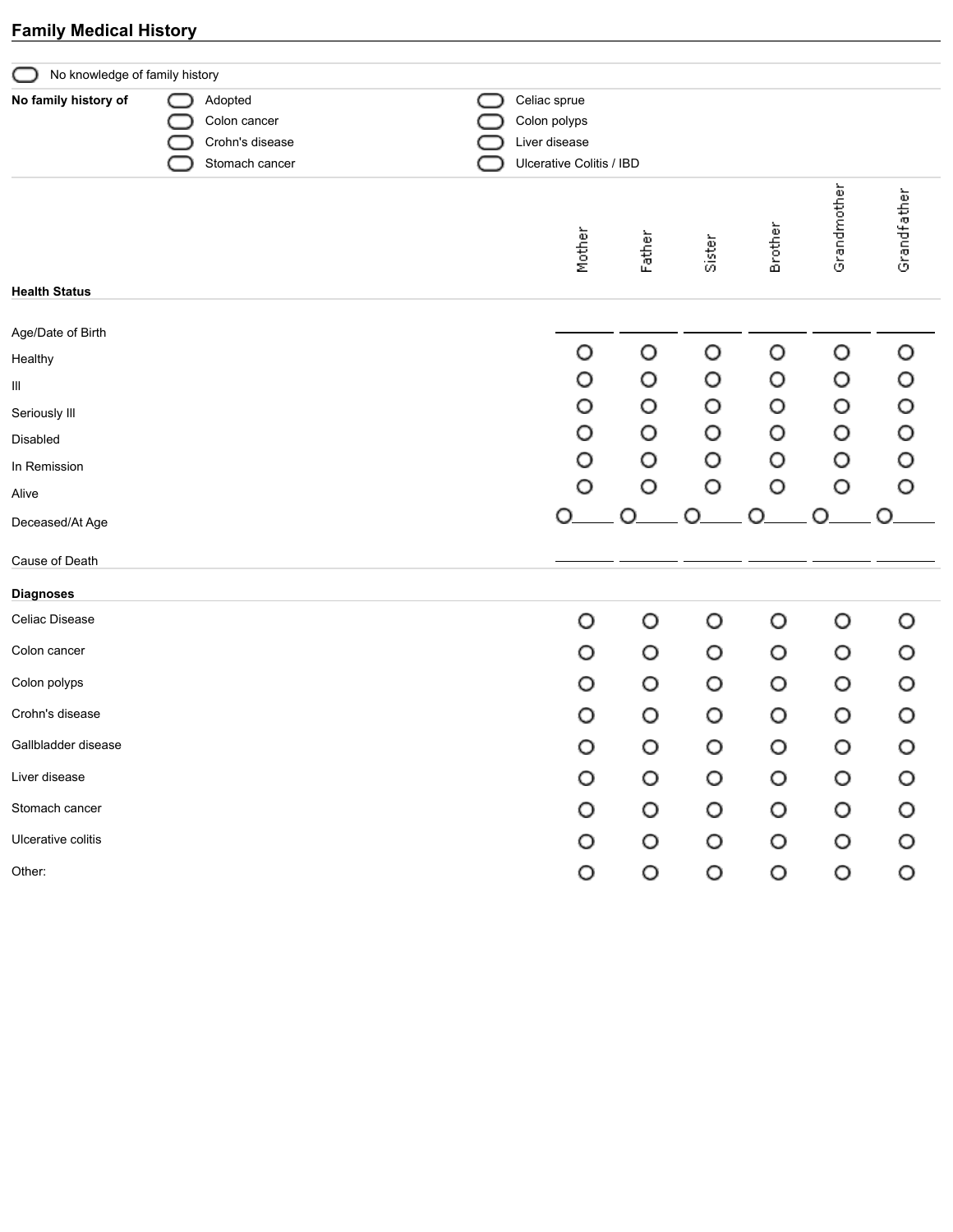## Family Medical History

- [ ] No knowledge of family history

**No family history of**

- [ ] Adopted
- [ ] Colon cancer
- [ ] Crohn's disease
- [ ] Stomach cancer
- [ ] Celiac sprue
- [ ] Colon polyps
- [ ] Liver disease
- [ ] Ulcerative Colitis / IBD

| **Health Status** | Mother | Father | Sister | Brother | Grandmother | Grandfather |
|---|---|---|---|---|---|---|
| Age/Date of Birth | ______ | ______ | ______ | ______ | ______ | ______ |
| Healthy | ○ | ○ | ○ | ○ | ○ | ○ |
| Ill | ○ | ○ | ○ | ○ | ○ | ○ |
| Seriously Ill | ○ | ○ | ○ | ○ | ○ | ○ |
| Disabled | ○ | ○ | ○ | ○ | ○ | ○ |
| In Remission | ○ | ○ | ○ | ○ | ○ | ○ |
| Alive | ○ | ○ | ○ | ○ | ○ | ○ |
| Deceased/At Age | ○ ____ | ○ ____ | ○ ____ | ○ ____ | ○ ____ | ○ ____ |
| Cause of Death | ______ | ______ | ______ | ______ | ______ | ______ |

| **Diagnoses** | Mother | Father | Sister | Brother | Grandmother | Grandfather |
|---|---|---|---|---|---|---|
| Celiac Disease | ○ | ○ | ○ | ○ | ○ | ○ |
| Colon cancer | ○ | ○ | ○ | ○ | ○ | ○ |
| Colon polyps | ○ | ○ | ○ | ○ | ○ | ○ |
| Crohn's disease | ○ | ○ | ○ | ○ | ○ | ○ |
| Gallbladder disease | ○ | ○ | ○ | ○ | ○ | ○ |
| Liver disease | ○ | ○ | ○ | ○ | ○ | ○ |
| Stomach cancer | ○ | ○ | ○ | ○ | ○ | ○ |
| Ulcerative colitis | ○ | ○ | ○ | ○ | ○ | ○ |
| Other: | ○ | ○ | ○ | ○ | ○ | ○ |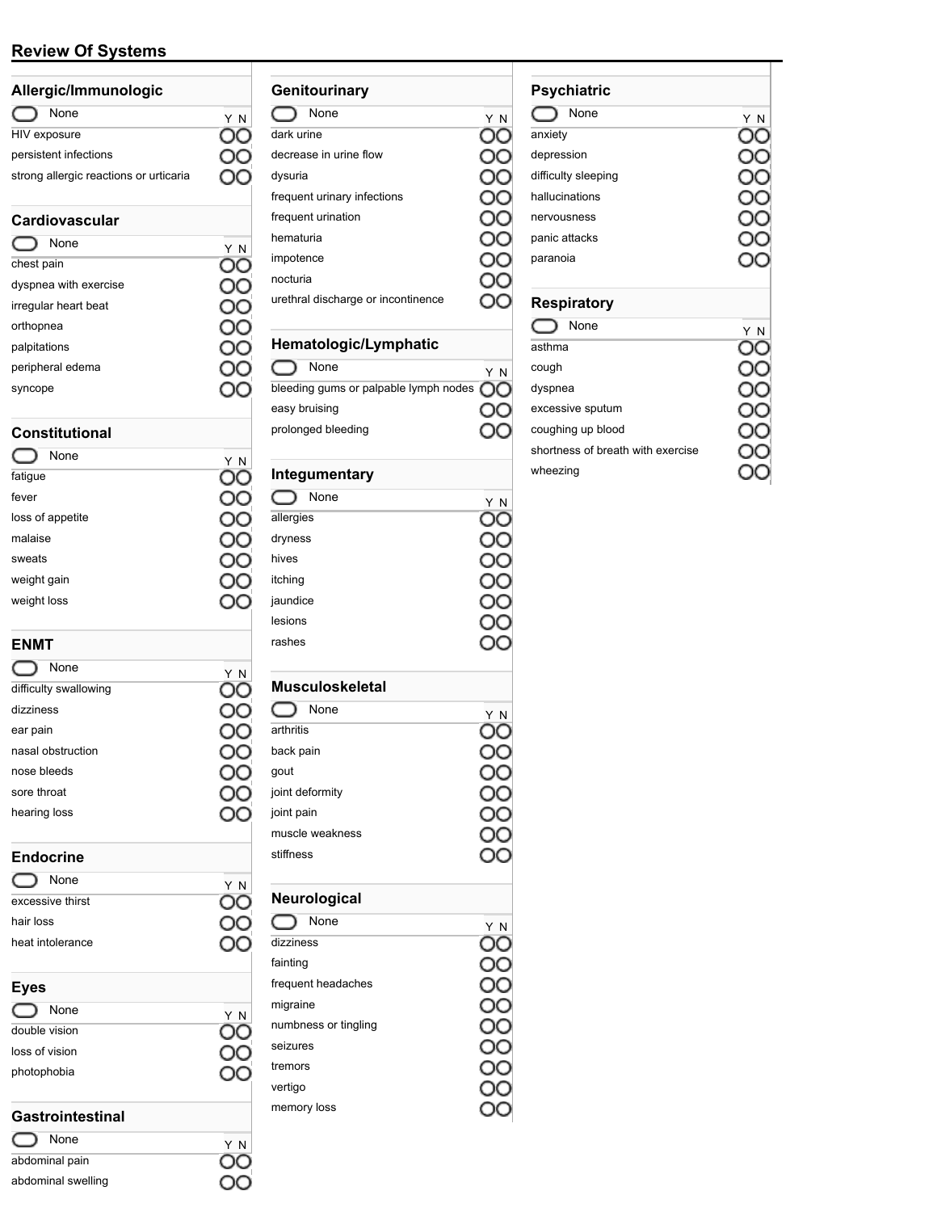## Review Of Systems

### Allergic/Immunologic

○ None

| | Y | N |
|---|---|---|
| HIV exposure | ○ | ○ |
| persistent infections | ○ | ○ |
| strong allergic reactions or urticaria | ○ | ○ |

### Cardiovascular

○ None

| | Y | N |
|---|---|---|
| chest pain | ○ | ○ |
| dyspnea with exercise | ○ | ○ |
| irregular heart beat | ○ | ○ |
| orthopnea | ○ | ○ |
| palpitations | ○ | ○ |
| peripheral edema | ○ | ○ |
| syncope | ○ | ○ |

### Constitutional

○ None

| | Y | N |
|---|---|---|
| fatigue | ○ | ○ |
| fever | ○ | ○ |
| loss of appetite | ○ | ○ |
| malaise | ○ | ○ |
| sweats | ○ | ○ |
| weight gain | ○ | ○ |
| weight loss | ○ | ○ |

### ENMT

○ None

| | Y | N |
|---|---|---|
| difficulty swallowing | ○ | ○ |
| dizziness | ○ | ○ |
| ear pain | ○ | ○ |
| nasal obstruction | ○ | ○ |
| nose bleeds | ○ | ○ |
| sore throat | ○ | ○ |
| hearing loss | ○ | ○ |

### Endocrine

○ None

| | Y | N |
|---|---|---|
| excessive thirst | ○ | ○ |
| hair loss | ○ | ○ |
| heat intolerance | ○ | ○ |

### Eyes

○ None

| | Y | N |
|---|---|---|
| double vision | ○ | ○ |
| loss of vision | ○ | ○ |
| photophobia | ○ | ○ |

### Gastrointestinal

○ None

| | Y | N |
|---|---|---|
| abdominal pain | ○ | ○ |
| abdominal swelling | ○ | ○ |

### Genitourinary

○ None

| | Y | N |
|---|---|---|
| dark urine | ○ | ○ |
| decrease in urine flow | ○ | ○ |
| dysuria | ○ | ○ |
| frequent urinary infections | ○ | ○ |
| frequent urination | ○ | ○ |
| hematuria | ○ | ○ |
| impotence | ○ | ○ |
| nocturia | ○ | ○ |
| urethral discharge or incontinence | ○ | ○ |

### Hematologic/Lymphatic

○ None

| | Y | N |
|---|---|---|
| bleeding gums or palpable lymph nodes | ○ | ○ |
| easy bruising | ○ | ○ |
| prolonged bleeding | ○ | ○ |

### Integumentary

○ None

| | Y | N |
|---|---|---|
| allergies | ○ | ○ |
| dryness | ○ | ○ |
| hives | ○ | ○ |
| itching | ○ | ○ |
| jaundice | ○ | ○ |
| lesions | ○ | ○ |
| rashes | ○ | ○ |

### Musculoskeletal

○ None

| | Y | N |
|---|---|---|
| arthritis | ○ | ○ |
| back pain | ○ | ○ |
| gout | ○ | ○ |
| joint deformity | ○ | ○ |
| joint pain | ○ | ○ |
| muscle weakness | ○ | ○ |
| stiffness | ○ | ○ |

### Neurological

○ None

| | Y | N |
|---|---|---|
| dizziness | ○ | ○ |
| fainting | ○ | ○ |
| frequent headaches | ○ | ○ |
| migraine | ○ | ○ |
| numbness or tingling | ○ | ○ |
| seizures | ○ | ○ |
| tremors | ○ | ○ |
| vertigo | ○ | ○ |
| memory loss | ○ | ○ |

### Psychiatric

○ None

| | Y | N |
|---|---|---|
| anxiety | ○ | ○ |
| depression | ○ | ○ |
| difficulty sleeping | ○ | ○ |
| hallucinations | ○ | ○ |
| nervousness | ○ | ○ |
| panic attacks | ○ | ○ |
| paranoia | ○ | ○ |

### Respiratory

○ None

| | Y | N |
|---|---|---|
| asthma | ○ | ○ |
| cough | ○ | ○ |
| dyspnea | ○ | ○ |
| excessive sputum | ○ | ○ |
| coughing up blood | ○ | ○ |
| shortness of breath with exercise | ○ | ○ |
| wheezing | ○ | ○ |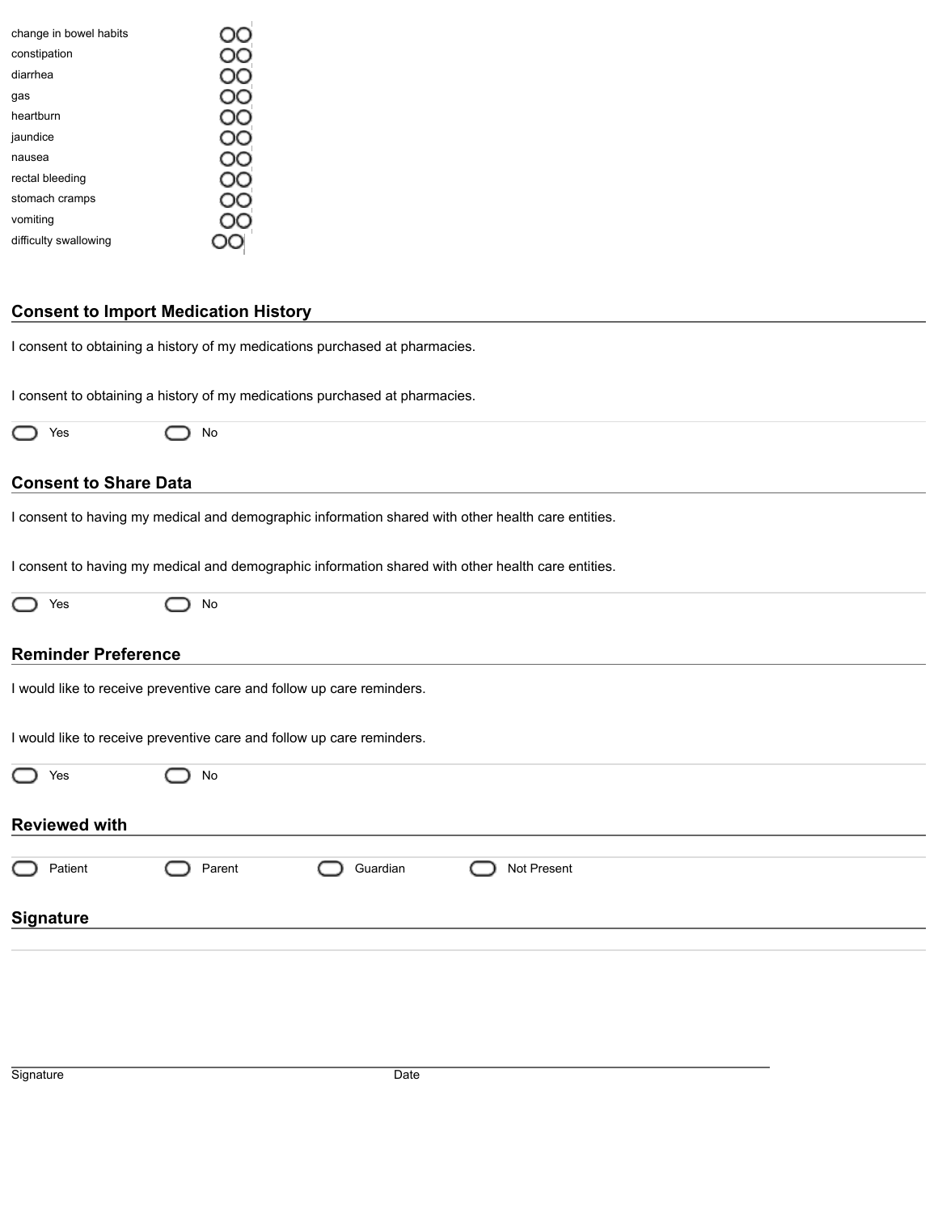change in bowel habits ○○
constipation ○○
diarrhea ○○
gas ○○
heartburn ○○
jaundice ○○
nausea ○○
rectal bleeding ○○
stomach cramps ○○
vomiting ○○
difficulty swallowing ○○

## Consent to Import Medication History

I consent to obtaining a history of my medications purchased at pharmacies.

I consent to obtaining a history of my medications purchased at pharmacies.

○ Yes ○ No

## Consent to Share Data

I consent to having my medical and demographic information shared with other health care entities.

I consent to having my medical and demographic information shared with other health care entities.

○ Yes ○ No

## Reminder Preference

I would like to receive preventive care and follow up care reminders.

I would like to receive preventive care and follow up care reminders.

○ Yes ○ No

## Reviewed with

○ Patient ○ Parent ○ Guardian ○ Not Present

## Signature

Signature Date